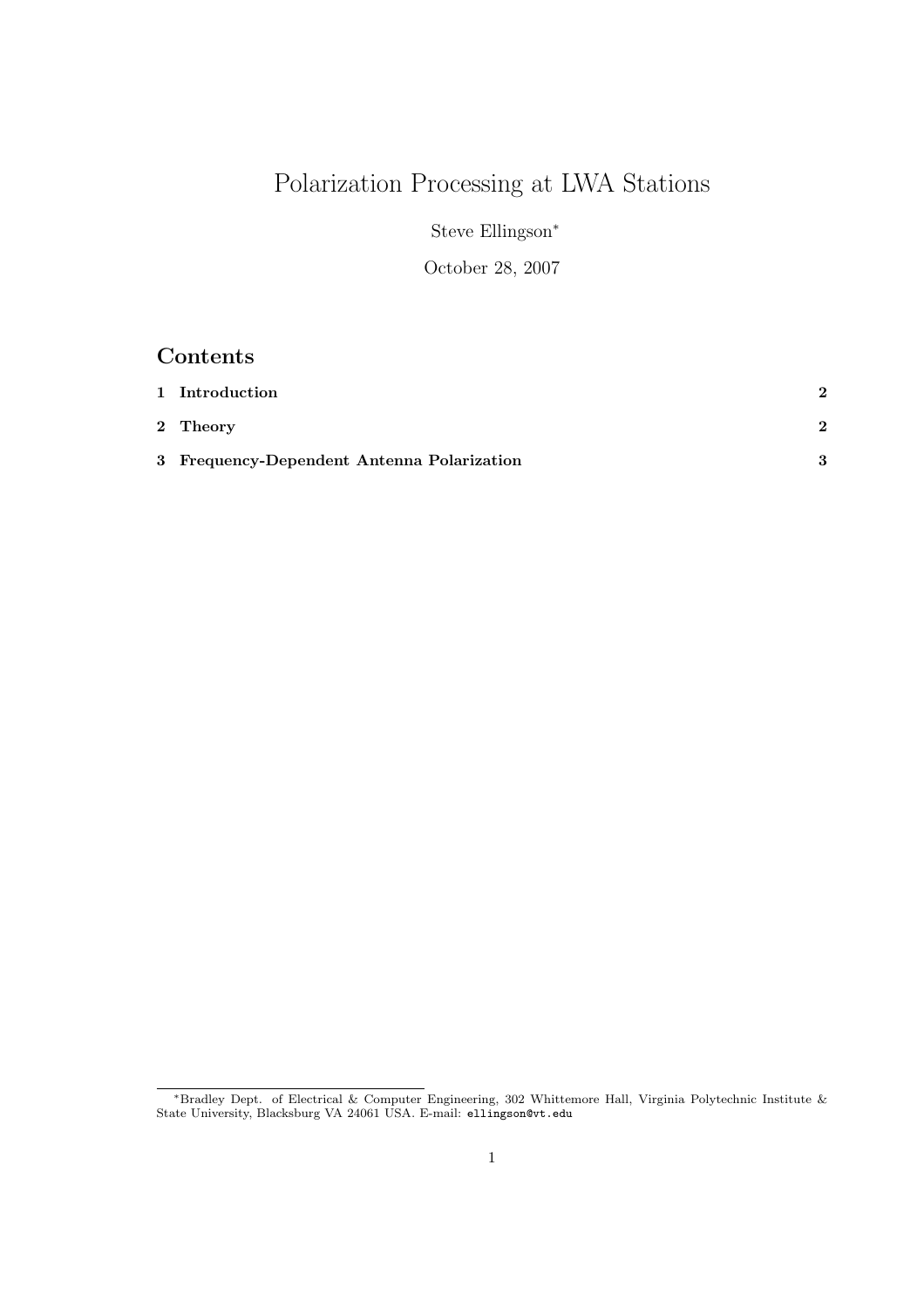# Polarization Processing at LWA Stations

Steve Ellingson*

October 28, 2007

## Contents

| | | |
|---|---|---|
| **1** | **Introduction** | **2** |
| **2** | **Theory** | **2** |
| **3** | **Frequency-Dependent Antenna Polarization** | **3** |

*Bradley Dept. of Electrical & Computer Engineering, 302 Whittemore Hall, Virginia Polytechnic Institute & State University, Blacksburg VA 24061 USA. E-mail: ellingson@vt.edu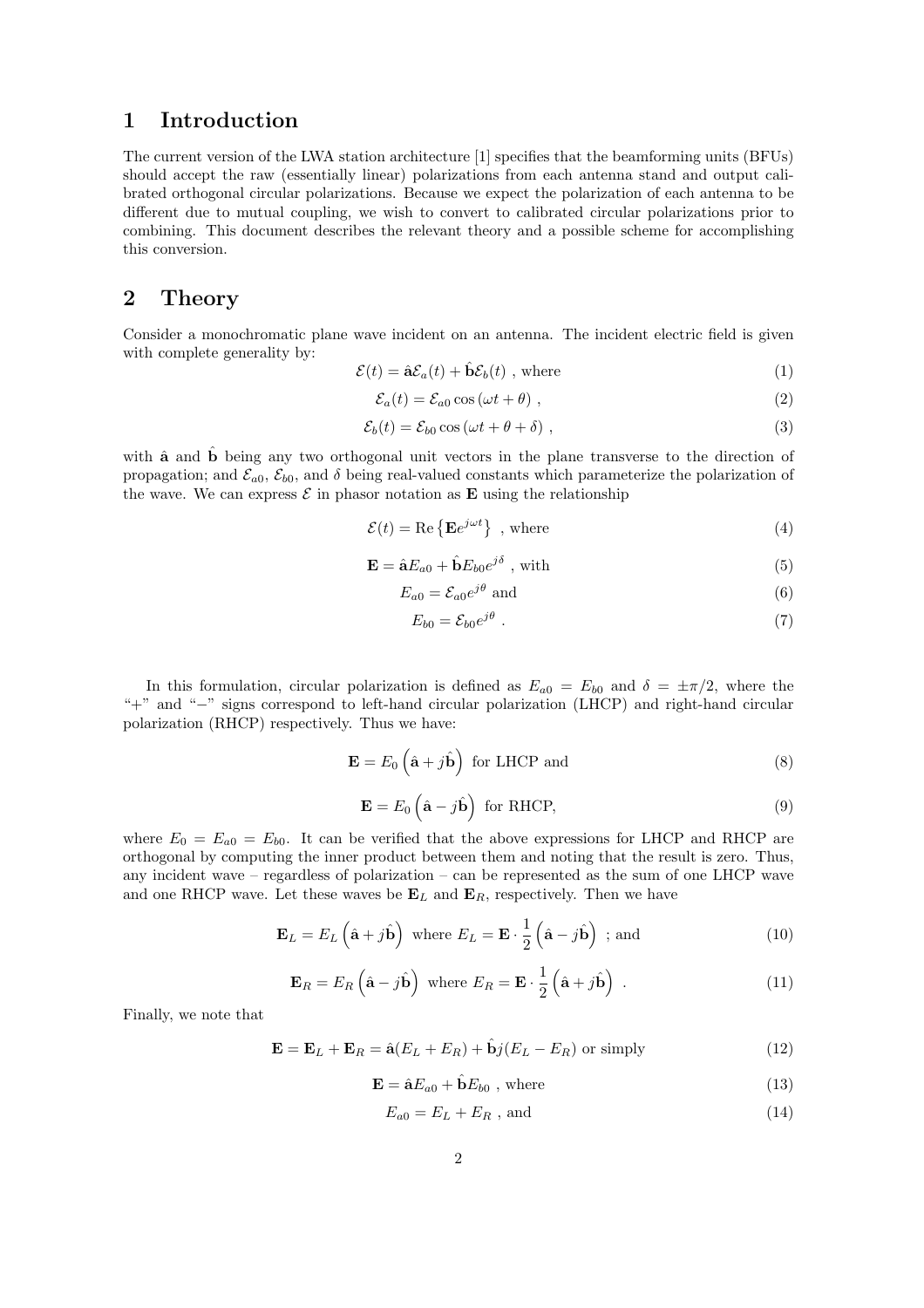## 1 Introduction

The current version of the LWA station architecture [1] specifies that the beamforming units (BFUs) should accept the raw (essentially linear) polarizations from each antenna stand and output calibrated orthogonal circular polarizations. Because we expect the polarization of each antenna to be different due to mutual coupling, we wish to convert to calibrated circular polarizations prior to combining. This document describes the relevant theory and a possible scheme for accomplishing this conversion.

## 2 Theory

Consider a monochromatic plane wave incident on an antenna. The incident electric field is given with complete generality by:

$$\mathcal{E}(t) = \hat{\mathbf{a}}\mathcal{E}_a(t) + \hat{\mathbf{b}}\mathcal{E}_b(t) \text{ , where} \tag{1}$$

$$\mathcal{E}_a(t) = \mathcal{E}_{a0}\cos(\omega t + \theta) \text{ ,} \tag{2}$$

$$\mathcal{E}_b(t) = \mathcal{E}_{b0}\cos(\omega t + \theta + \delta) \text{ ,} \tag{3}$$

with $\hat{\mathbf{a}}$ and $\hat{\mathbf{b}}$ being any two orthogonal unit vectors in the plane transverse to the direction of propagation; and $\mathcal{E}_{a0}$, $\mathcal{E}_{b0}$, and $\delta$ being real-valued constants which parameterize the polarization of the wave. We can express $\mathcal{E}$ in phasor notation as $\mathbf{E}$ using the relationship

$$\mathcal{E}(t) = \mathrm{Re}\left\{\mathbf{E}e^{j\omega t}\right\} \text{ , where} \tag{4}$$

$$\mathbf{E} = \hat{\mathbf{a}}E_{a0} + \hat{\mathbf{b}}E_{b0}e^{j\delta} \text{ , with} \tag{5}$$

$$E_{a0} = \mathcal{E}_{a0}e^{j\theta} \text{ and} \tag{6}$$

$$E_{b0} = \mathcal{E}_{b0}e^{j\theta} \text{ .} \tag{7}$$

In this formulation, circular polarization is defined as $E_{a0} = E_{b0}$ and $\delta = \pm\pi/2$, where the "+" and "−" signs correspond to left-hand circular polarization (LHCP) and right-hand circular polarization (RHCP) respectively. Thus we have:

$$\mathbf{E} = E_0\left(\hat{\mathbf{a}} + j\hat{\mathbf{b}}\right) \text{ for LHCP and} \tag{8}$$

$$\mathbf{E} = E_0\left(\hat{\mathbf{a}} - j\hat{\mathbf{b}}\right) \text{ for RHCP,} \tag{9}$$

where $E_0 = E_{a0} = E_{b0}$. It can be verified that the above expressions for LHCP and RHCP are orthogonal by computing the inner product between them and noting that the result is zero. Thus, any incident wave – regardless of polarization – can be represented as the sum of one LHCP wave and one RHCP wave. Let these waves be $\mathbf{E}_L$ and $\mathbf{E}_R$, respectively. Then we have

$$\mathbf{E}_L = E_L\left(\hat{\mathbf{a}} + j\hat{\mathbf{b}}\right) \text{ where } E_L = \mathbf{E}\cdot\frac{1}{2}\left(\hat{\mathbf{a}} - j\hat{\mathbf{b}}\right) \text{ ; and} \tag{10}$$

$$\mathbf{E}_R = E_R\left(\hat{\mathbf{a}} - j\hat{\mathbf{b}}\right) \text{ where } E_R = \mathbf{E}\cdot\frac{1}{2}\left(\hat{\mathbf{a}} + j\hat{\mathbf{b}}\right) \text{ .} \tag{11}$$

Finally, we note that

$$\mathbf{E} = \mathbf{E}_L + \mathbf{E}_R = \hat{\mathbf{a}}(E_L + E_R) + \hat{\mathbf{b}}j(E_L - E_R) \text{ or simply} \tag{12}$$

$$\mathbf{E} = \hat{\mathbf{a}}E_{a0} + \hat{\mathbf{b}}E_{b0} \text{ , where} \tag{13}$$

$$E_{a0} = E_L + E_R \text{ , and} \tag{14}$$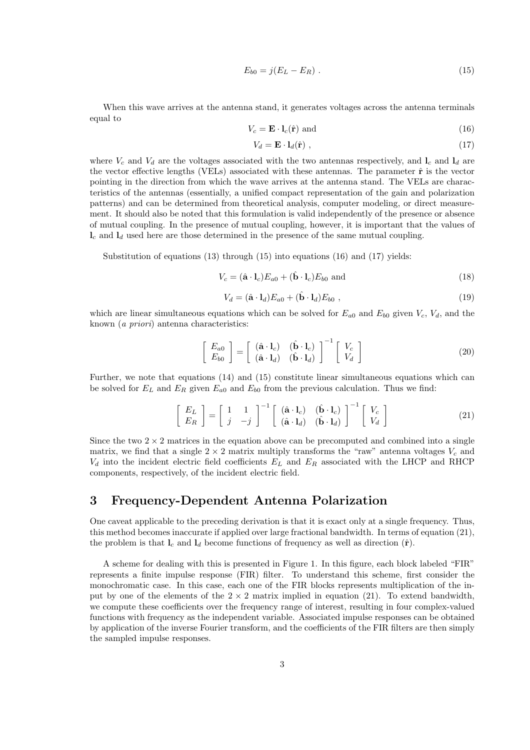$$E_{b0} = j(E_L - E_R) \ . \tag{15}$$

When this wave arrives at the antenna stand, it generates voltages across the antenna terminals equal to

$$V_c = \mathbf{E} \cdot \mathbf{l}_c(\hat{\mathbf{r}}) \text{ and} \tag{16}$$

$$V_d = \mathbf{E} \cdot \mathbf{l}_d(\hat{\mathbf{r}}) \ , \tag{17}$$

where $V_c$ and $V_d$ are the voltages associated with the two antennas respectively, and $\mathbf{l}_c$ and $\mathbf{l}_d$ are the vector effective lengths (VELs) associated with these antennas. The parameter $\hat{\mathbf{r}}$ is the vector pointing in the direction from which the wave arrives at the antenna stand. The VELs are characteristics of the antennas (essentially, a unified compact representation of the gain and polarization patterns) and can be determined from theoretical analysis, computer modeling, or direct measurement. It should also be noted that this formulation is valid independently of the presence or absence of mutual coupling. In the presence of mutual coupling, however, it is important that the values of $\mathbf{l}_c$ and $\mathbf{l}_d$ used here are those determined in the presence of the same mutual coupling.

Substitution of equations (13) through (15) into equations (16) and (17) yields:

$$V_c = (\hat{\mathbf{a}} \cdot \mathbf{l}_c)E_{a0} + (\hat{\mathbf{b}} \cdot \mathbf{l}_c)E_{b0} \text{ and} \tag{18}$$

$$V_d = (\hat{\mathbf{a}} \cdot \mathbf{l}_d)E_{a0} + (\hat{\mathbf{b}} \cdot \mathbf{l}_d)E_{b0} \ , \tag{19}$$

which are linear simultaneous equations which can be solved for $E_{a0}$ and $E_{b0}$ given $V_c$, $V_d$, and the known (*a priori*) antenna characteristics:

$$\begin{bmatrix} E_{a0} \\ E_{b0} \end{bmatrix} = \begin{bmatrix} (\hat{\mathbf{a}} \cdot \mathbf{l}_c) & (\hat{\mathbf{b}} \cdot \mathbf{l}_c) \\ (\hat{\mathbf{a}} \cdot \mathbf{l}_d) & (\hat{\mathbf{b}} \cdot \mathbf{l}_d) \end{bmatrix}^{-1} \begin{bmatrix} V_c \\ V_d \end{bmatrix} \tag{20}$$

Further, we note that equations (14) and (15) constitute linear simultaneous equations which can be solved for $E_L$ and $E_R$ given $E_{a0}$ and $E_{b0}$ from the previous calculation. Thus we find:

$$\begin{bmatrix} E_L \\ E_R \end{bmatrix} = \begin{bmatrix} 1 & 1 \\ j & -j \end{bmatrix}^{-1} \begin{bmatrix} (\hat{\mathbf{a}} \cdot \mathbf{l}_c) & (\hat{\mathbf{b}} \cdot \mathbf{l}_c) \\ (\hat{\mathbf{a}} \cdot \mathbf{l}_d) & (\hat{\mathbf{b}} \cdot \mathbf{l}_d) \end{bmatrix}^{-1} \begin{bmatrix} V_c \\ V_d \end{bmatrix} \tag{21}$$

Since the two $2 \times 2$ matrices in the equation above can be precomputed and combined into a single matrix, we find that a single $2 \times 2$ matrix multiply transforms the "raw" antenna voltages $V_c$ and $V_d$ into the incident electric field coefficients $E_L$ and $E_R$ associated with the LHCP and RHCP components, respectively, of the incident electric field.

## 3 Frequency-Dependent Antenna Polarization

One caveat applicable to the preceding derivation is that it is exact only at a single frequency. Thus, this method becomes inaccurate if applied over large fractional bandwidth. In terms of equation (21), the problem is that $\mathbf{l}_c$ and $\mathbf{l}_d$ become functions of frequency as well as direction ($\hat{\mathbf{r}}$).

A scheme for dealing with this is presented in Figure 1. In this figure, each block labeled "FIR" represents a finite impulse response (FIR) filter. To understand this scheme, first consider the monochromatic case. In this case, each one of the FIR blocks represents multiplication of the input by one of the elements of the $2 \times 2$ matrix implied in equation (21). To extend bandwidth, we compute these coefficients over the frequency range of interest, resulting in four complex-valued functions with frequency as the independent variable. Associated impulse responses can be obtained by application of the inverse Fourier transform, and the coefficients of the FIR filters are then simply the sampled impulse responses.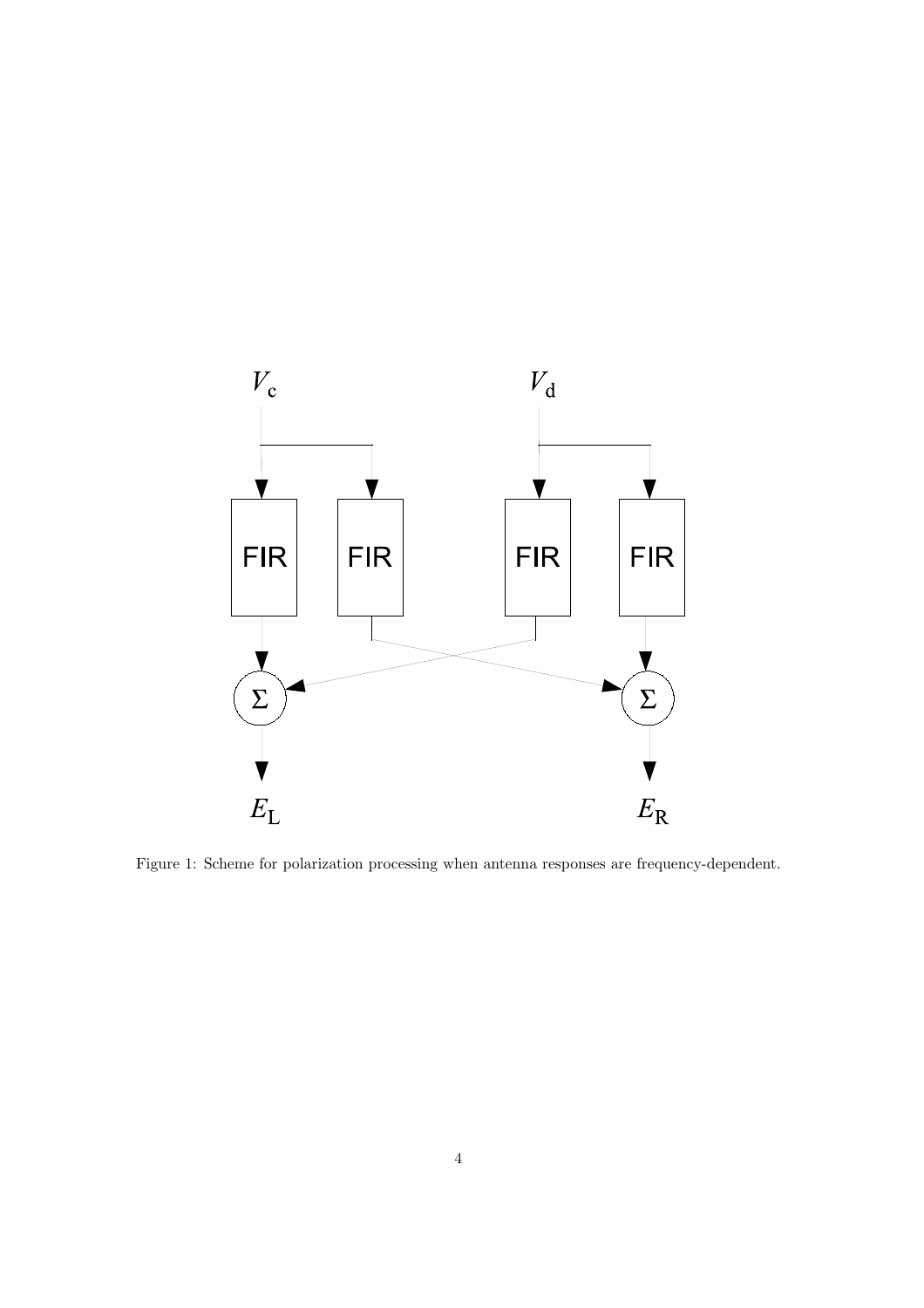Figure 1: Scheme for polarization processing when antenna responses are frequency-dependent.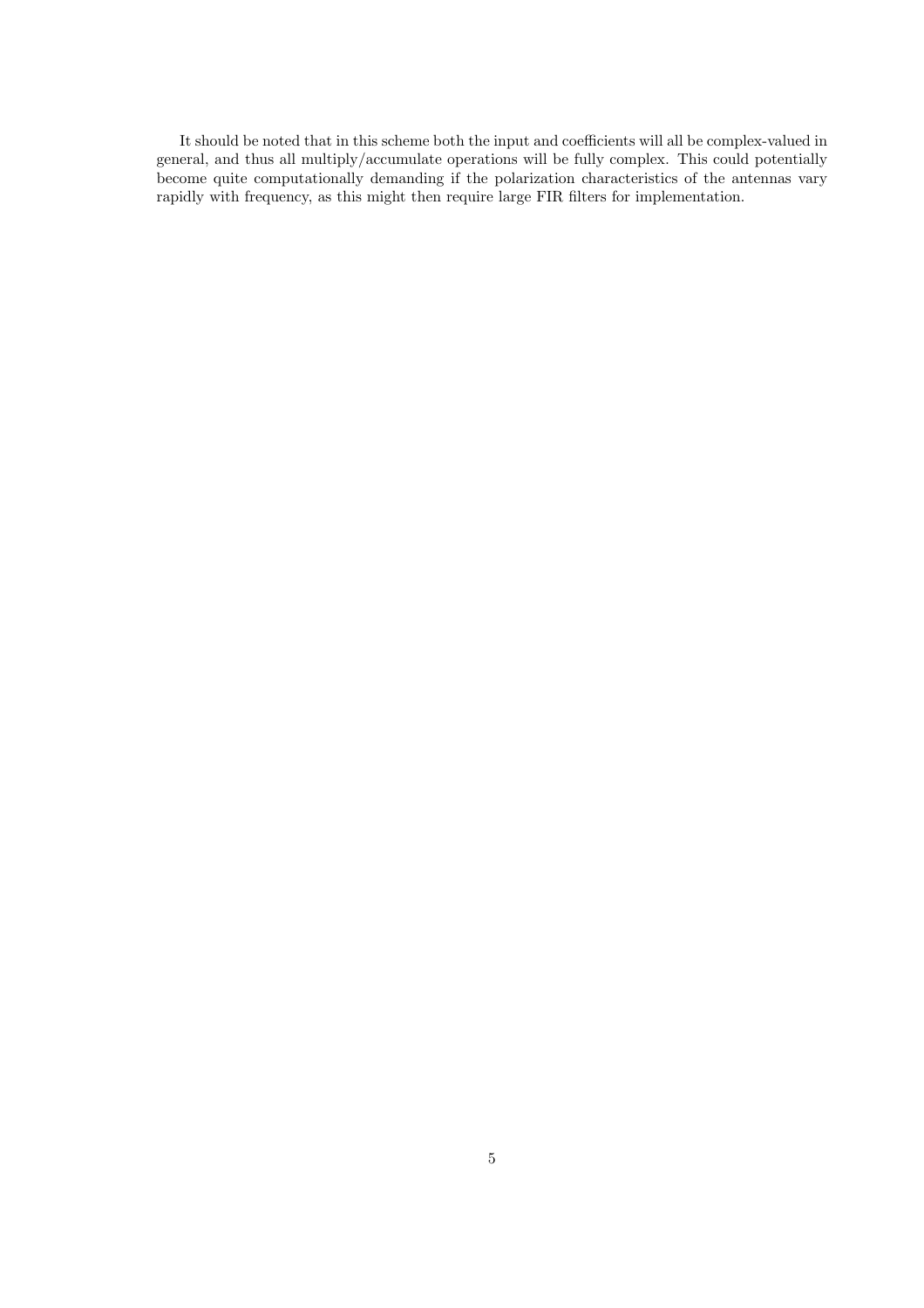It should be noted that in this scheme both the input and coefficients will all be complex-valued in general, and thus all multiply/accumulate operations will be fully complex. This could potentially become quite computationally demanding if the polarization characteristics of the antennas vary rapidly with frequency, as this might then require large FIR filters for implementation.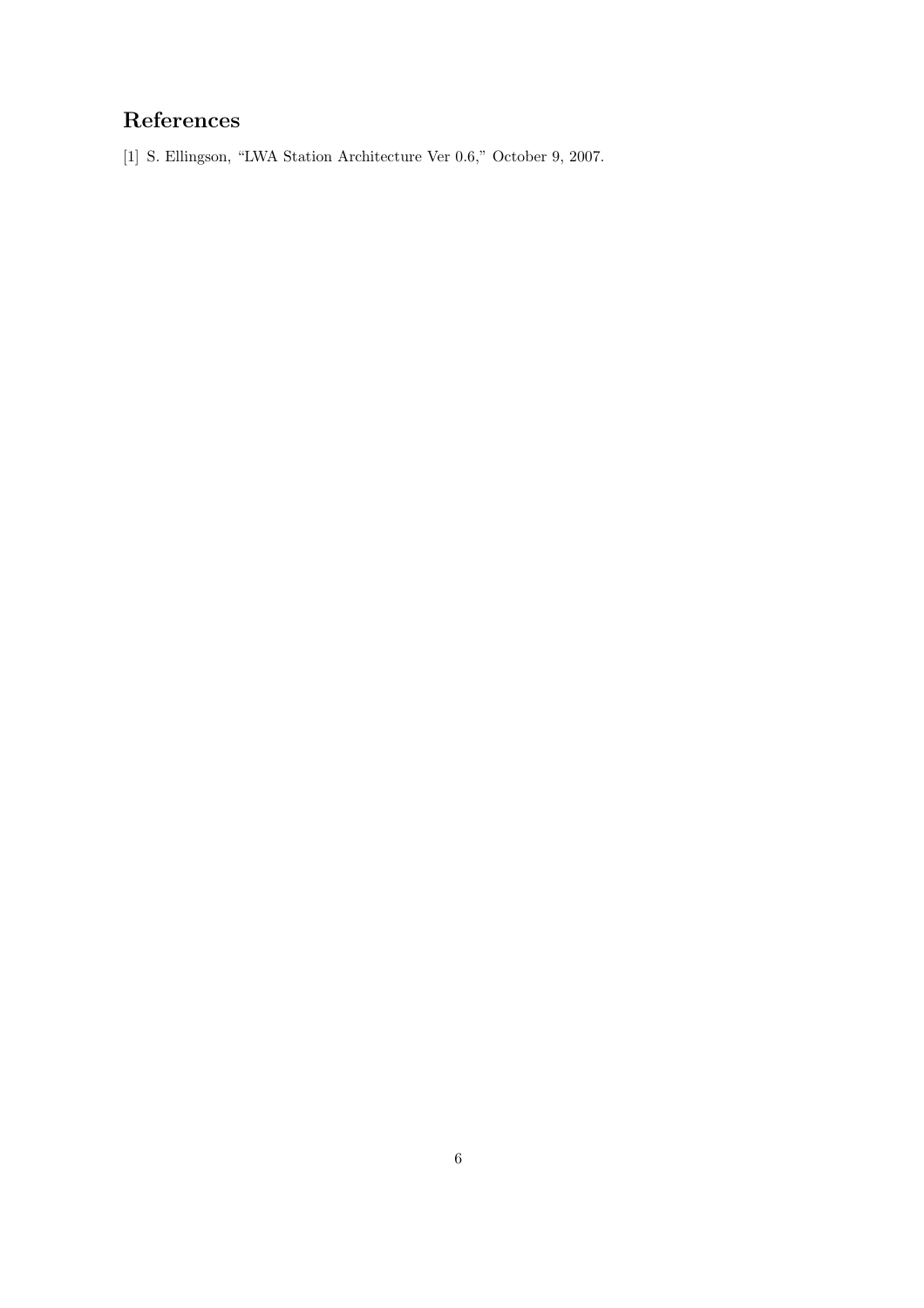# References

[1] S. Ellingson, "LWA Station Architecture Ver 0.6," October 9, 2007.